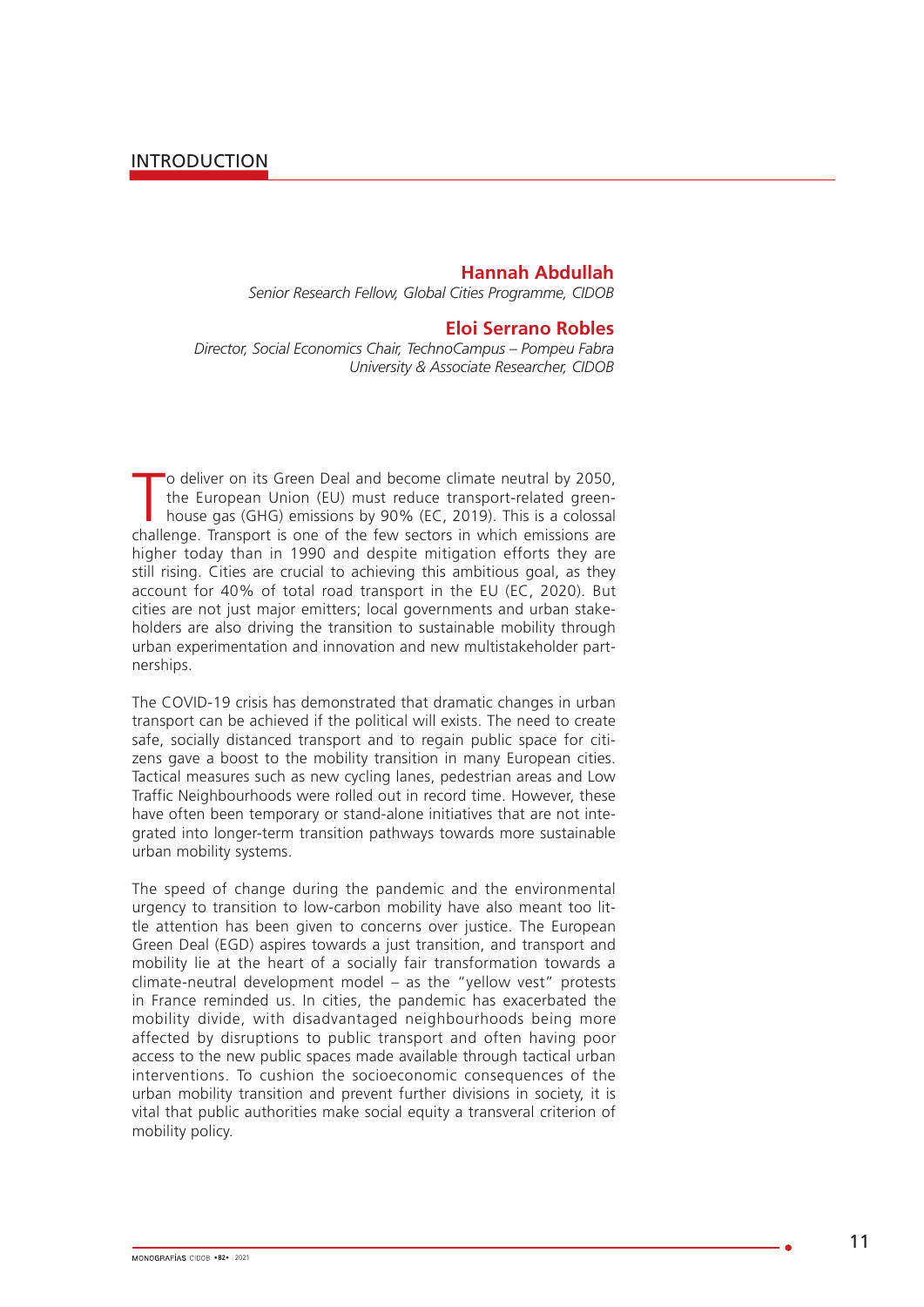# INTRODUCTION

**Hannah Abdullah**
*Senior Research Fellow, Global Cities Programme, CIDOB*

**Eloi Serrano Robles**
*Director, Social Economics Chair, TechnoCampus – Pompeu Fabra University & Associate Researcher, CIDOB*

To deliver on its Green Deal and become climate neutral by 2050, the European Union (EU) must reduce transport-related greenhouse gas (GHG) emissions by 90% (EC, 2019). This is a colossal challenge. Transport is one of the few sectors in which emissions are higher today than in 1990 and despite mitigation efforts they are still rising. Cities are crucial to achieving this ambitious goal, as they account for 40% of total road transport in the EU (EC, 2020). But cities are not just major emitters; local governments and urban stakeholders are also driving the transition to sustainable mobility through urban experimentation and innovation and new multistakeholder partnerships.

The COVID-19 crisis has demonstrated that dramatic changes in urban transport can be achieved if the political will exists. The need to create safe, socially distanced transport and to regain public space for citizens gave a boost to the mobility transition in many European cities. Tactical measures such as new cycling lanes, pedestrian areas and Low Traffic Neighbourhoods were rolled out in record time. However, these have often been temporary or stand-alone initiatives that are not integrated into longer-term transition pathways towards more sustainable urban mobility systems.

The speed of change during the pandemic and the environmental urgency to transition to low-carbon mobility have also meant too little attention has been given to concerns over justice. The European Green Deal (EGD) aspires towards a just transition, and transport and mobility lie at the heart of a socially fair transformation towards a climate-neutral development model – as the "yellow vest" protests in France reminded us. In cities, the pandemic has exacerbated the mobility divide, with disadvantaged neighbourhoods being more affected by disruptions to public transport and often having poor access to the new public spaces made available through tactical urban interventions. To cushion the socioeconomic consequences of the urban mobility transition and prevent further divisions in society, it is vital that public authorities make social equity a transveral criterion of mobility policy.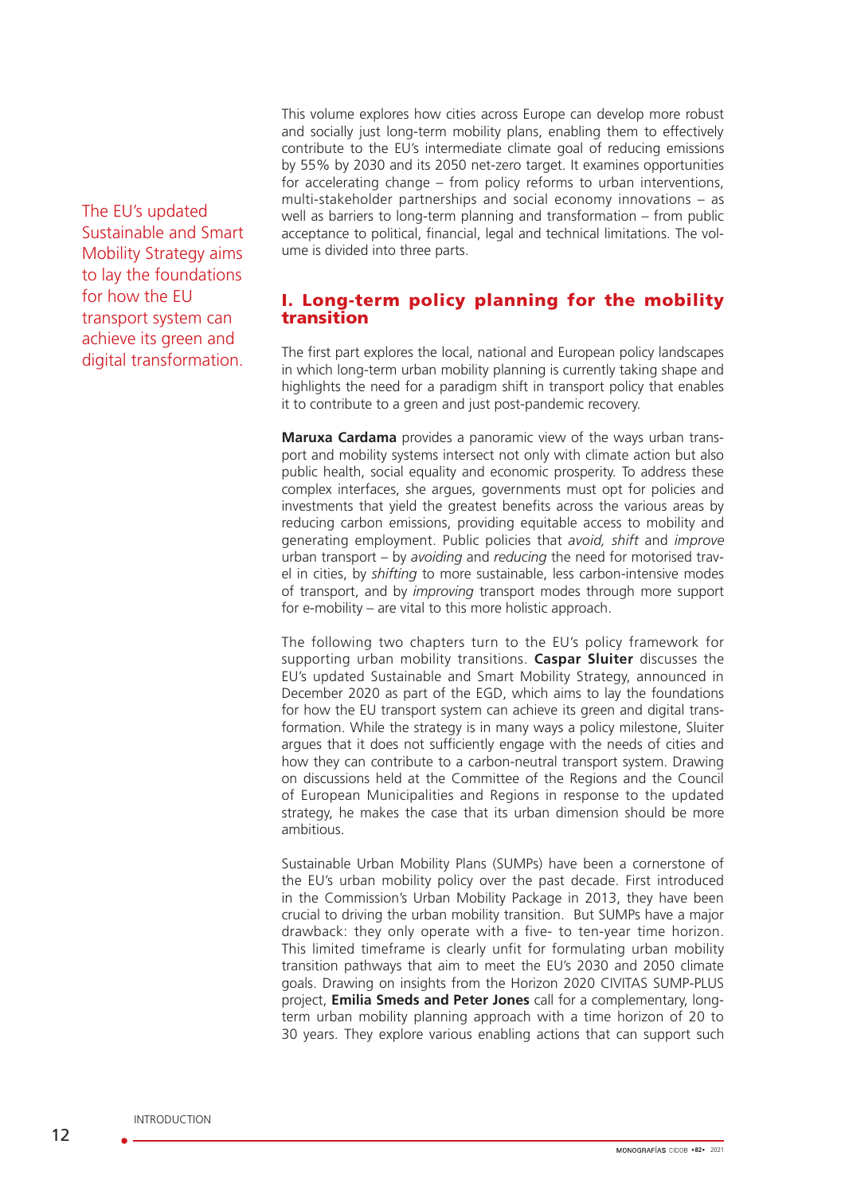This volume explores how cities across Europe can develop more robust and socially just long-term mobility plans, enabling them to effectively contribute to the EU's intermediate climate goal of reducing emissions by 55% by 2030 and its 2050 net-zero target. It examines opportunities for accelerating change – from policy reforms to urban interventions, multi-stakeholder partnerships and social economy innovations – as well as barriers to long-term planning and transformation – from public acceptance to political, financial, legal and technical limitations. The volume is divided into three parts.

The EU's updated Sustainable and Smart Mobility Strategy aims to lay the foundations for how the EU transport system can achieve its green and digital transformation.

## I. Long-term policy planning for the mobility transition

The first part explores the local, national and European policy landscapes in which long-term urban mobility planning is currently taking shape and highlights the need for a paradigm shift in transport policy that enables it to contribute to a green and just post-pandemic recovery.

**Maruxa Cardama** provides a panoramic view of the ways urban transport and mobility systems intersect not only with climate action but also public health, social equality and economic prosperity. To address these complex interfaces, she argues, governments must opt for policies and investments that yield the greatest benefits across the various areas by reducing carbon emissions, providing equitable access to mobility and generating employment. Public policies that *avoid, shift* and *improve* urban transport – by *avoiding* and *reducing* the need for motorised travel in cities, by *shifting* to more sustainable, less carbon-intensive modes of transport, and by *improving* transport modes through more support for e-mobility – are vital to this more holistic approach.

The following two chapters turn to the EU's policy framework for supporting urban mobility transitions. **Caspar Sluiter** discusses the EU's updated Sustainable and Smart Mobility Strategy, announced in December 2020 as part of the EGD, which aims to lay the foundations for how the EU transport system can achieve its green and digital transformation. While the strategy is in many ways a policy milestone, Sluiter argues that it does not sufficiently engage with the needs of cities and how they can contribute to a carbon-neutral transport system. Drawing on discussions held at the Committee of the Regions and the Council of European Municipalities and Regions in response to the updated strategy, he makes the case that its urban dimension should be more ambitious.

Sustainable Urban Mobility Plans (SUMPs) have been a cornerstone of the EU's urban mobility policy over the past decade. First introduced in the Commission's Urban Mobility Package in 2013, they have been crucial to driving the urban mobility transition. But SUMPs have a major drawback: they only operate with a five- to ten-year time horizon. This limited timeframe is clearly unfit for formulating urban mobility transition pathways that aim to meet the EU's 2030 and 2050 climate goals. Drawing on insights from the Horizon 2020 CIVITAS SUMP-PLUS project, **Emilia Smeds and Peter Jones** call for a complementary, long-term urban mobility planning approach with a time horizon of 20 to 30 years. They explore various enabling actions that can support such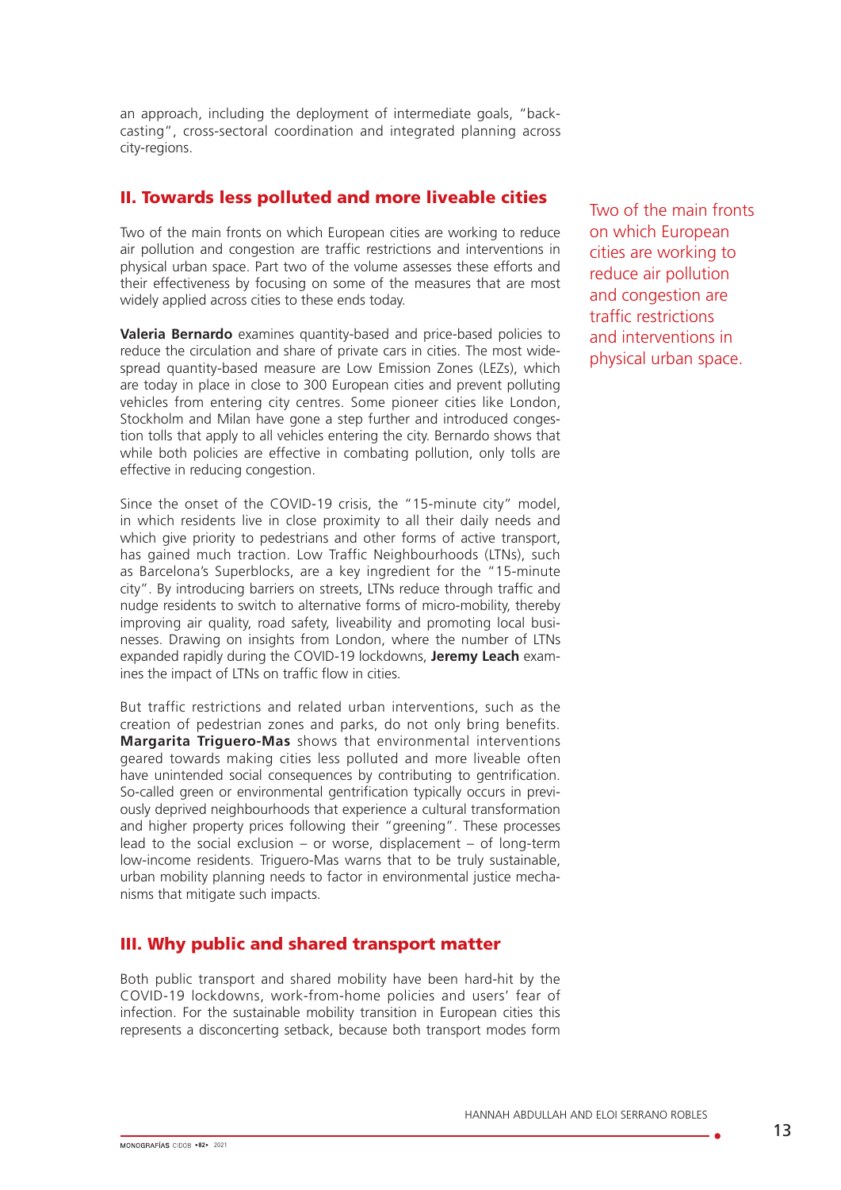an approach, including the deployment of intermediate goals, "back-casting", cross-sectoral coordination and integrated planning across city-regions.

## II. Towards less polluted and more liveable cities

Two of the main fronts on which European cities are working to reduce air pollution and congestion are traffic restrictions and interventions in physical urban space. Part two of the volume assesses these efforts and their effectiveness by focusing on some of the measures that are most widely applied across cities to these ends today.

Two of the main fronts on which European cities are working to reduce air pollution and congestion are traffic restrictions and interventions in physical urban space.

**Valeria Bernardo** examines quantity-based and price-based policies to reduce the circulation and share of private cars in cities. The most widespread quantity-based measure are Low Emission Zones (LEZs), which are today in place in close to 300 European cities and prevent polluting vehicles from entering city centres. Some pioneer cities like London, Stockholm and Milan have gone a step further and introduced congestion tolls that apply to all vehicles entering the city. Bernardo shows that while both policies are effective in combating pollution, only tolls are effective in reducing congestion.

Since the onset of the COVID-19 crisis, the "15-minute city" model, in which residents live in close proximity to all their daily needs and which give priority to pedestrians and other forms of active transport, has gained much traction. Low Traffic Neighbourhoods (LTNs), such as Barcelona's Superblocks, are a key ingredient for the "15-minute city". By introducing barriers on streets, LTNs reduce through traffic and nudge residents to switch to alternative forms of micro-mobility, thereby improving air quality, road safety, liveability and promoting local businesses. Drawing on insights from London, where the number of LTNs expanded rapidly during the COVID-19 lockdowns, **Jeremy Leach** examines the impact of LTNs on traffic flow in cities.

But traffic restrictions and related urban interventions, such as the creation of pedestrian zones and parks, do not only bring benefits. **Margarita Triguero-Mas** shows that environmental interventions geared towards making cities less polluted and more liveable often have unintended social consequences by contributing to gentrification. So-called green or environmental gentrification typically occurs in previously deprived neighbourhoods that experience a cultural transformation and higher property prices following their "greening". These processes lead to the social exclusion – or worse, displacement – of long-term low-income residents. Triguero-Mas warns that to be truly sustainable, urban mobility planning needs to factor in environmental justice mechanisms that mitigate such impacts.

## III. Why public and shared transport matter

Both public transport and shared mobility have been hard-hit by the COVID-19 lockdowns, work-from-home policies and users' fear of infection. For the sustainable mobility transition in European cities this represents a disconcerting setback, because both transport modes form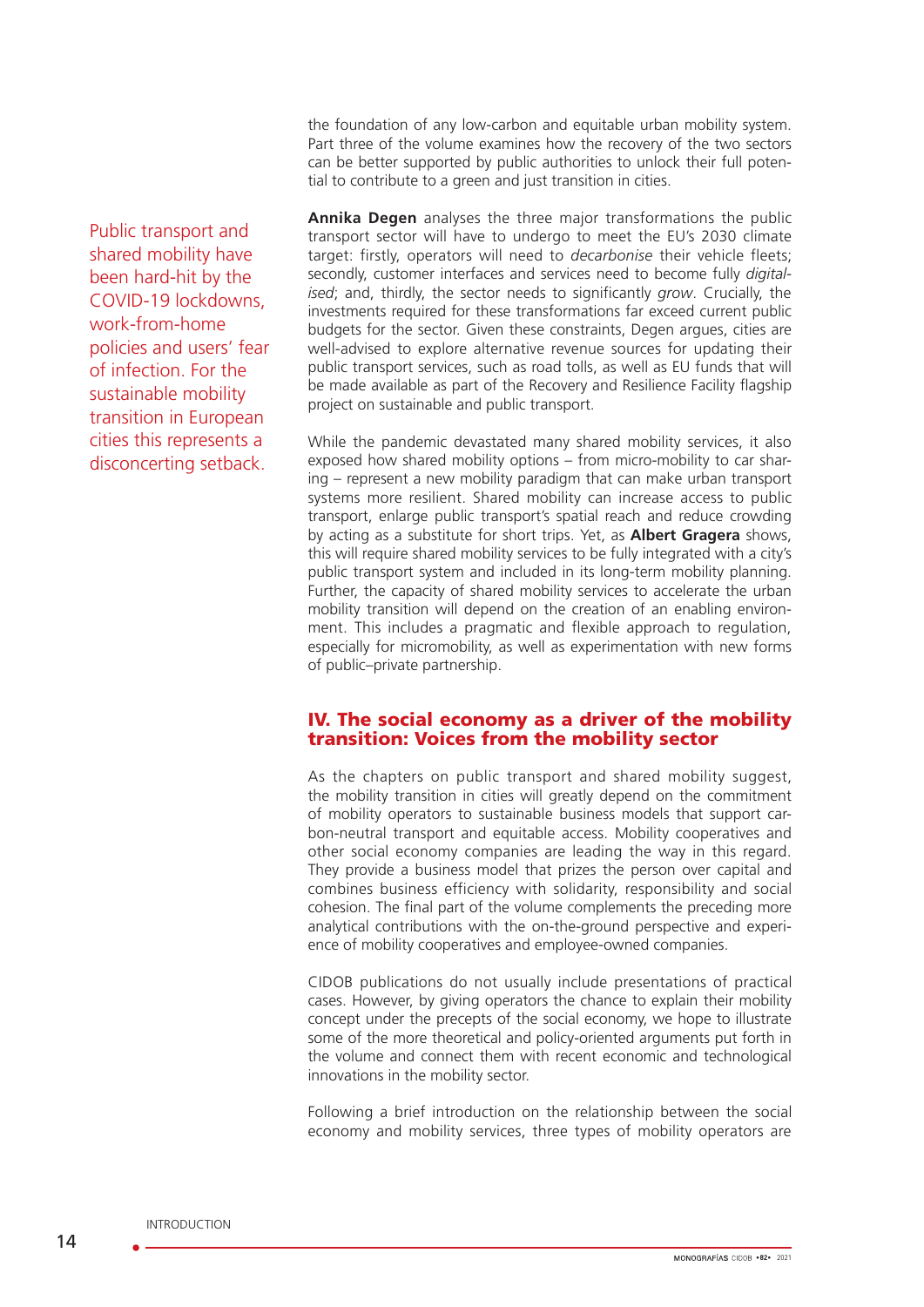the foundation of any low-carbon and equitable urban mobility system. Part three of the volume examines how the recovery of the two sectors can be better supported by public authorities to unlock their full potential to contribute to a green and just transition in cities.

Public transport and shared mobility have been hard-hit by the COVID-19 lockdowns, work-from-home policies and users' fear of infection. For the sustainable mobility transition in European cities this represents a disconcerting setback.

**Annika Degen** analyses the three major transformations the public transport sector will have to undergo to meet the EU's 2030 climate target: firstly, operators will need to *decarbonise* their vehicle fleets; secondly, customer interfaces and services need to become fully *digitalised*; and, thirdly, the sector needs to significantly *grow*. Crucially, the investments required for these transformations far exceed current public budgets for the sector. Given these constraints, Degen argues, cities are well-advised to explore alternative revenue sources for updating their public transport services, such as road tolls, as well as EU funds that will be made available as part of the Recovery and Resilience Facility flagship project on sustainable and public transport.

While the pandemic devastated many shared mobility services, it also exposed how shared mobility options – from micro-mobility to car sharing – represent a new mobility paradigm that can make urban transport systems more resilient. Shared mobility can increase access to public transport, enlarge public transport's spatial reach and reduce crowding by acting as a substitute for short trips. Yet, as **Albert Gragera** shows, this will require shared mobility services to be fully integrated with a city's public transport system and included in its long-term mobility planning. Further, the capacity of shared mobility services to accelerate the urban mobility transition will depend on the creation of an enabling environment. This includes a pragmatic and flexible approach to regulation, especially for micromobility, as well as experimentation with new forms of public–private partnership.

## IV. The social economy as a driver of the mobility transition: Voices from the mobility sector

As the chapters on public transport and shared mobility suggest, the mobility transition in cities will greatly depend on the commitment of mobility operators to sustainable business models that support carbon-neutral transport and equitable access. Mobility cooperatives and other social economy companies are leading the way in this regard. They provide a business model that prizes the person over capital and combines business efficiency with solidarity, responsibility and social cohesion. The final part of the volume complements the preceding more analytical contributions with the on-the-ground perspective and experience of mobility cooperatives and employee-owned companies.

CIDOB publications do not usually include presentations of practical cases. However, by giving operators the chance to explain their mobility concept under the precepts of the social economy, we hope to illustrate some of the more theoretical and policy-oriented arguments put forth in the volume and connect them with recent economic and technological innovations in the mobility sector.

Following a brief introduction on the relationship between the social economy and mobility services, three types of mobility operators are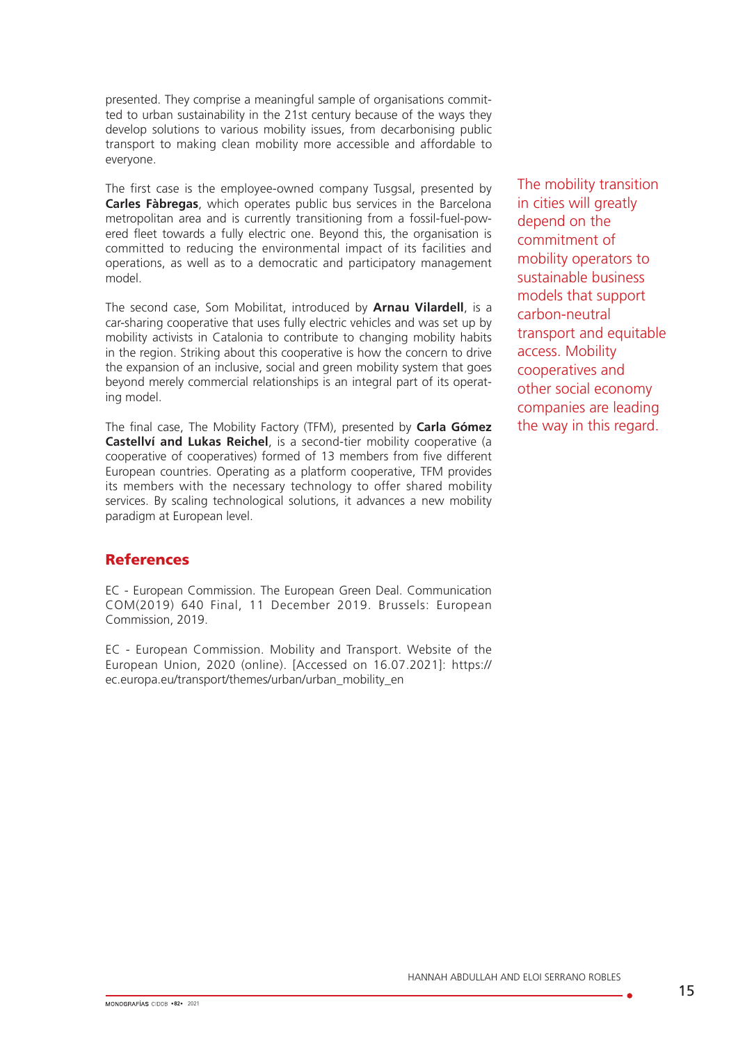presented. They comprise a meaningful sample of organisations committed to urban sustainability in the 21st century because of the ways they develop solutions to various mobility issues, from decarbonising public transport to making clean mobility more accessible and affordable to everyone.

The first case is the employee-owned company Tusgsal, presented by **Carles Fàbregas**, which operates public bus services in the Barcelona metropolitan area and is currently transitioning from a fossil-fuel-powered fleet towards a fully electric one. Beyond this, the organisation is committed to reducing the environmental impact of its facilities and operations, as well as to a democratic and participatory management model.

The mobility transition in cities will greatly depend on the commitment of mobility operators to sustainable business models that support carbon-neutral transport and equitable access. Mobility cooperatives and other social economy companies are leading the way in this regard.

The second case, Som Mobilitat, introduced by **Arnau Vilardell**, is a car-sharing cooperative that uses fully electric vehicles and was set up by mobility activists in Catalonia to contribute to changing mobility habits in the region. Striking about this cooperative is how the concern to drive the expansion of an inclusive, social and green mobility system that goes beyond merely commercial relationships is an integral part of its operating model.

The final case, The Mobility Factory (TFM), presented by **Carla Gómez Castellví and Lukas Reichel**, is a second-tier mobility cooperative (a cooperative of cooperatives) formed of 13 members from five different European countries. Operating as a platform cooperative, TFM provides its members with the necessary technology to offer shared mobility services. By scaling technological solutions, it advances a new mobility paradigm at European level.

## References

EC - European Commission. The European Green Deal. Communication COM(2019) 640 Final, 11 December 2019. Brussels: European Commission, 2019.

EC - European Commission. Mobility and Transport. Website of the European Union, 2020 (online). [Accessed on 16.07.2021]: https://ec.europa.eu/transport/themes/urban/urban_mobility_en